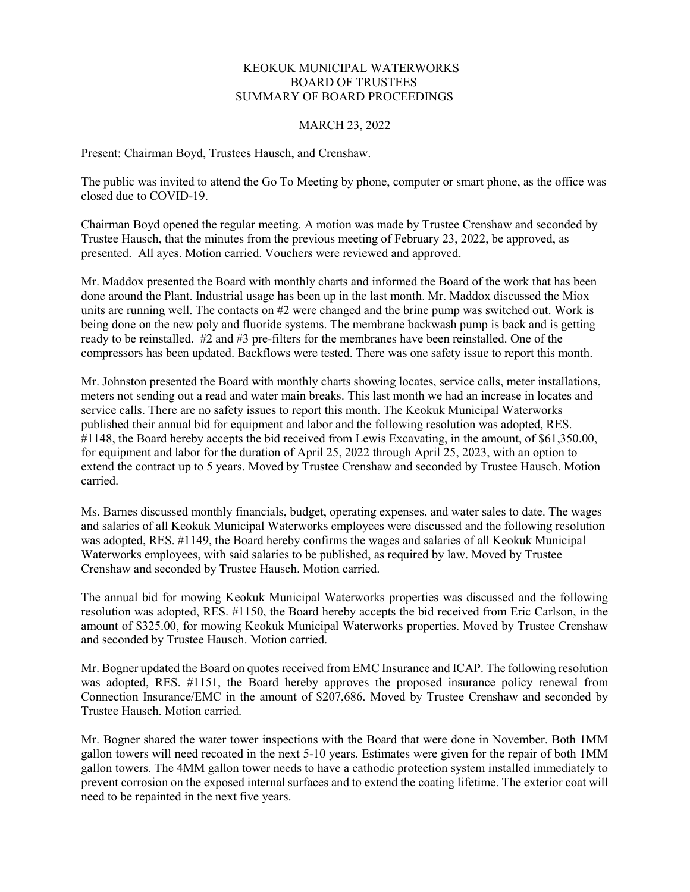# KEOKUK MUNICIPAL WATERWORKS
## BOARD OF TRUSTEES
## SUMMARY OF BOARD PROCEEDINGS

MARCH 23, 2022

Present: Chairman Boyd, Trustees Hausch, and Crenshaw.

The public was invited to attend the Go To Meeting by phone, computer or smart phone, as the office was closed due to COVID-19.

Chairman Boyd opened the regular meeting. A motion was made by Trustee Crenshaw and seconded by Trustee Hausch, that the minutes from the previous meeting of February 23, 2022, be approved, as presented. All ayes. Motion carried. Vouchers were reviewed and approved.

Mr. Maddox presented the Board with monthly charts and informed the Board of the work that has been done around the Plant. Industrial usage has been up in the last month. Mr. Maddox discussed the Miox units are running well. The contacts on #2 were changed and the brine pump was switched out. Work is being done on the new poly and fluoride systems. The membrane backwash pump is back and is getting ready to be reinstalled. #2 and #3 pre-filters for the membranes have been reinstalled. One of the compressors has been updated. Backflows were tested. There was one safety issue to report this month.

Mr. Johnston presented the Board with monthly charts showing locates, service calls, meter installations, meters not sending out a read and water main breaks. This last month we had an increase in locates and service calls. There are no safety issues to report this month. The Keokuk Municipal Waterworks published their annual bid for equipment and labor and the following resolution was adopted, RES. #1148, the Board hereby accepts the bid received from Lewis Excavating, in the amount, of $61,350.00, for equipment and labor for the duration of April 25, 2022 through April 25, 2023, with an option to extend the contract up to 5 years. Moved by Trustee Crenshaw and seconded by Trustee Hausch. Motion carried.

Ms. Barnes discussed monthly financials, budget, operating expenses, and water sales to date. The wages and salaries of all Keokuk Municipal Waterworks employees were discussed and the following resolution was adopted, RES. #1149, the Board hereby confirms the wages and salaries of all Keokuk Municipal Waterworks employees, with said salaries to be published, as required by law. Moved by Trustee Crenshaw and seconded by Trustee Hausch. Motion carried.

The annual bid for mowing Keokuk Municipal Waterworks properties was discussed and the following resolution was adopted, RES. #1150, the Board hereby accepts the bid received from Eric Carlson, in the amount of $325.00, for mowing Keokuk Municipal Waterworks properties. Moved by Trustee Crenshaw and seconded by Trustee Hausch. Motion carried.

Mr. Bogner updated the Board on quotes received from EMC Insurance and ICAP. The following resolution was adopted, RES. #1151, the Board hereby approves the proposed insurance policy renewal from Connection Insurance/EMC in the amount of $207,686. Moved by Trustee Crenshaw and seconded by Trustee Hausch. Motion carried.

Mr. Bogner shared the water tower inspections with the Board that were done in November. Both 1MM gallon towers will need recoated in the next 5-10 years. Estimates were given for the repair of both 1MM gallon towers. The 4MM gallon tower needs to have a cathodic protection system installed immediately to prevent corrosion on the exposed internal surfaces and to extend the coating lifetime. The exterior coat will need to be repainted in the next five years.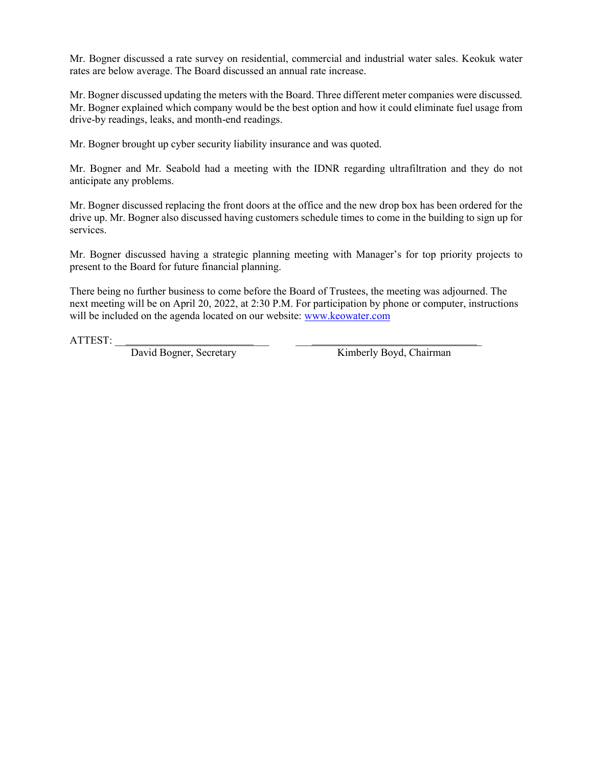Mr. Bogner discussed a rate survey on residential, commercial and industrial water sales. Keokuk water rates are below average. The Board discussed an annual rate increase.

Mr. Bogner discussed updating the meters with the Board. Three different meter companies were discussed. Mr. Bogner explained which company would be the best option and how it could eliminate fuel usage from drive-by readings, leaks, and month-end readings.

Mr. Bogner brought up cyber security liability insurance and was quoted.

Mr. Bogner and Mr. Seabold had a meeting with the IDNR regarding ultrafiltration and they do not anticipate any problems.

Mr. Bogner discussed replacing the front doors at the office and the new drop box has been ordered for the drive up. Mr. Bogner also discussed having customers schedule times to come in the building to sign up for services.

Mr. Bogner discussed having a strategic planning meeting with Manager's for top priority projects to present to the Board for future financial planning.

There being no further business to come before the Board of Trustees, the meeting was adjourned. The next meeting will be on April 20, 2022, at 2:30 P.M. For participation by phone or computer, instructions will be included on the agenda located on our website: [www.keowater.com](http://www.keowater.com)

ATTEST: ______________________________ ______________________________

David Bogner, Secretary Kimberly Boyd, Chairman